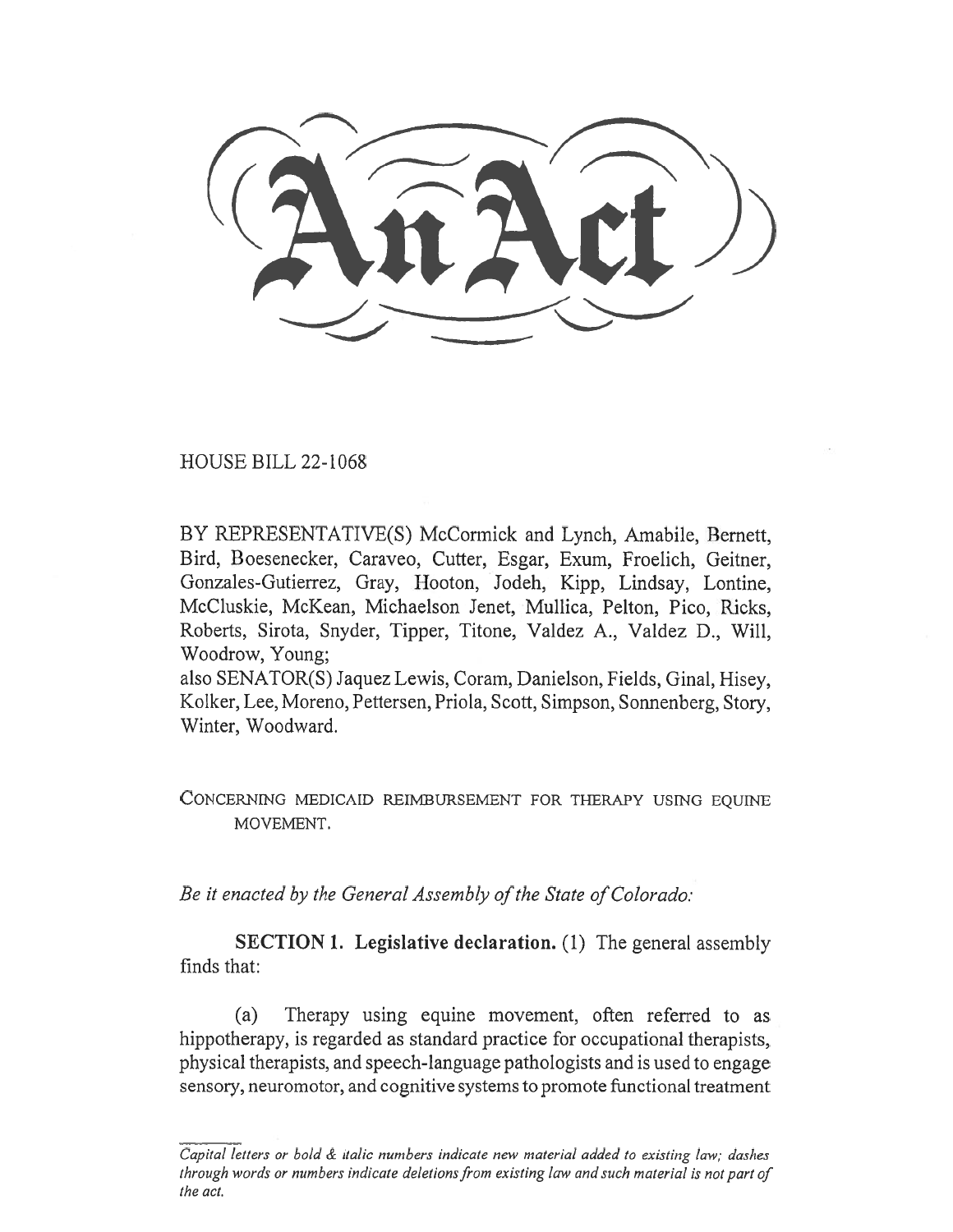# An Act

HOUSE BILL 22-1068

BY REPRESENTATIVE(S) McCormick and Lynch, Amabile, Bernett, Bird, Boesenecker, Caraveo, Cutter, Esgar, Exum, Froelich, Geitner, Gonzales-Gutierrez, Gray, Hooton, Jodeh, Kipp, Lindsay, Lontine, McCluskie, McKean, Michaelson Jenet, Mullica, Pelton, Pico, Ricks, Roberts, Sirota, Snyder, Tipper, Titone, Valdez A., Valdez D., Will, Woodrow, Young;
also SENATOR(S) Jaquez Lewis, Coram, Danielson, Fields, Ginal, Hisey, Kolker, Lee, Moreno, Pettersen, Priola, Scott, Simpson, Sonnenberg, Story, Winter, Woodward.

CONCERNING MEDICAID REIMBURSEMENT FOR THERAPY USING EQUINE MOVEMENT.

*Be it enacted by the General Assembly of the State of Colorado:*

**SECTION 1. Legislative declaration.** (1) The general assembly finds that:

(a) Therapy using equine movement, often referred to as hippotherapy, is regarded as standard practice for occupational therapists, physical therapists, and speech-language pathologists and is used to engage sensory, neuromotor, and cognitive systems to promote functional treatment

*Capital letters or bold & italic numbers indicate new material added to existing law; dashes through words or numbers indicate deletions from existing law and such material is not part of the act.*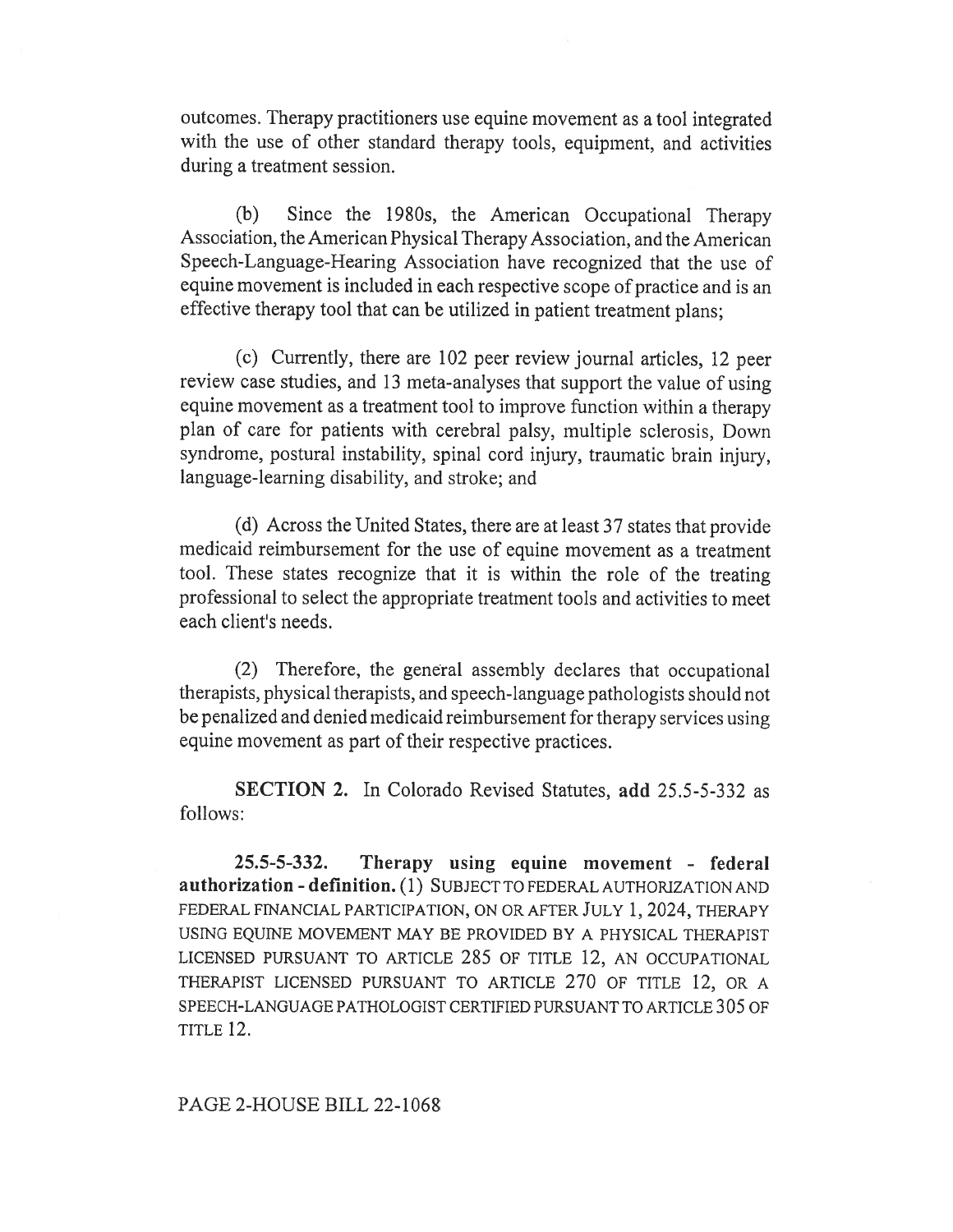outcomes. Therapy practitioners use equine movement as a tool integrated with the use of other standard therapy tools, equipment, and activities during a treatment session.

(b) Since the 1980s, the American Occupational Therapy Association, the American Physical Therapy Association, and the American Speech-Language-Hearing Association have recognized that the use of equine movement is included in each respective scope of practice and is an effective therapy tool that can be utilized in patient treatment plans;

(c) Currently, there are 102 peer review journal articles, 12 peer review case studies, and 13 meta-analyses that support the value of using equine movement as a treatment tool to improve function within a therapy plan of care for patients with cerebral palsy, multiple sclerosis, Down syndrome, postural instability, spinal cord injury, traumatic brain injury, language-learning disability, and stroke; and

(d) Across the United States, there are at least 37 states that provide medicaid reimbursement for the use of equine movement as a treatment tool. These states recognize that it is within the role of the treating professional to select the appropriate treatment tools and activities to meet each client's needs.

(2) Therefore, the general assembly declares that occupational therapists, physical therapists, and speech-language pathologists should not be penalized and denied medicaid reimbursement for therapy services using equine movement as part of their respective practices.

**SECTION 2.** In Colorado Revised Statutes, **add** 25.5-5-332 as follows:

**25.5-5-332. Therapy using equine movement - federal authorization - definition.** (1) SUBJECT TO FEDERAL AUTHORIZATION AND FEDERAL FINANCIAL PARTICIPATION, ON OR AFTER JULY 1, 2024, THERAPY USING EQUINE MOVEMENT MAY BE PROVIDED BY A PHYSICAL THERAPIST LICENSED PURSUANT TO ARTICLE 285 OF TITLE 12, AN OCCUPATIONAL THERAPIST LICENSED PURSUANT TO ARTICLE 270 OF TITLE 12, OR A SPEECH-LANGUAGE PATHOLOGIST CERTIFIED PURSUANT TO ARTICLE 305 OF TITLE 12.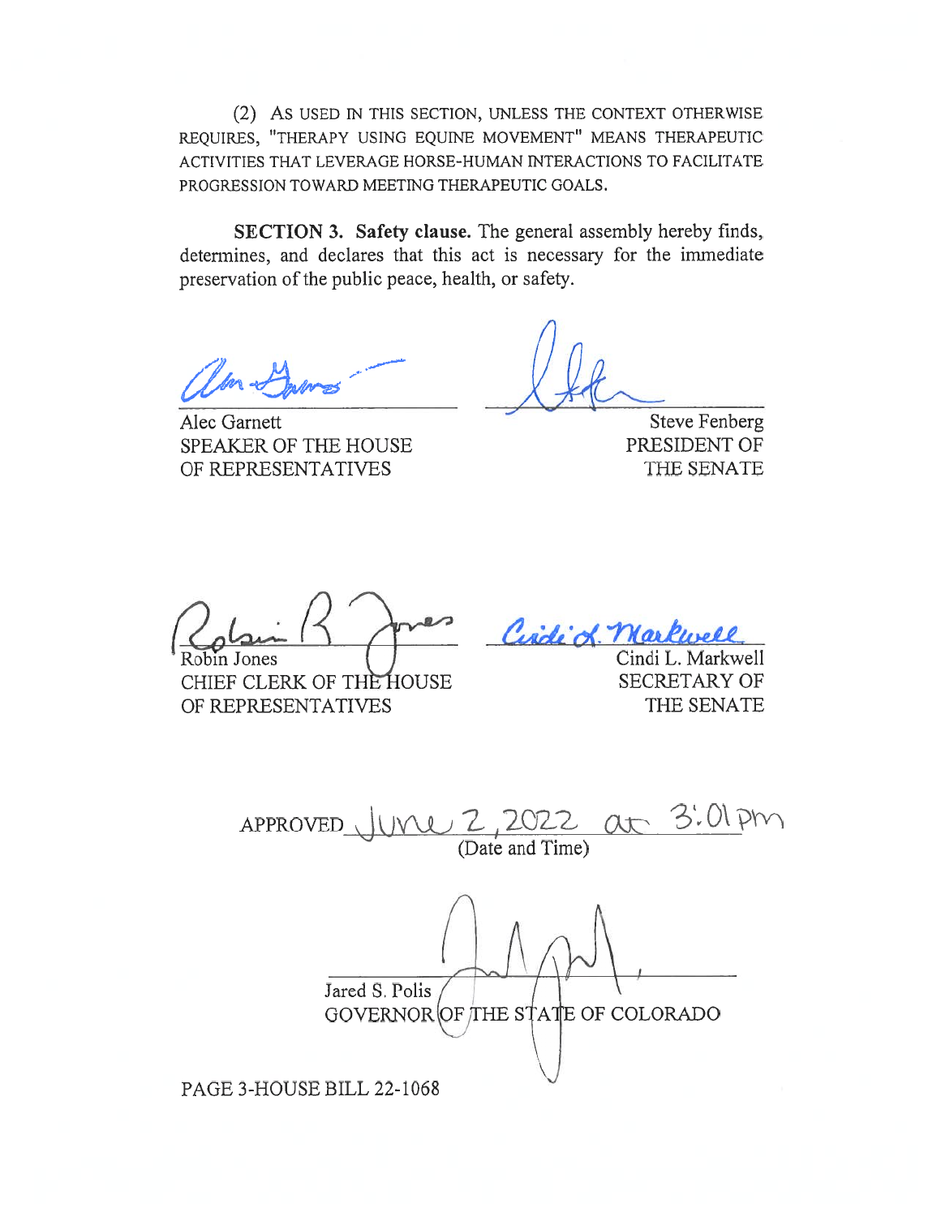(2) AS USED IN THIS SECTION, UNLESS THE CONTEXT OTHERWISE REQUIRES, "THERAPY USING EQUINE MOVEMENT" MEANS THERAPEUTIC ACTIVITIES THAT LEVERAGE HORSE-HUMAN INTERACTIONS TO FACILITATE PROGRESSION TOWARD MEETING THERAPEUTIC GOALS.

**SECTION 3. Safety clause.** The general assembly hereby finds, determines, and declares that this act is necessary for the immediate preservation of the public peace, health, or safety.

| | |
|---|---|
| Alec Garnett<br>SPEAKER OF THE HOUSE<br>OF REPRESENTATIVES | Steve Fenberg<br>PRESIDENT OF<br>THE SENATE |
| Robin Jones<br>CHIEF CLERK OF THE HOUSE<br>OF REPRESENTATIVES | Cindi L. Markwell<br>SECRETARY OF<br>THE SENATE |

APPROVED June 2, 2022 at 3:01 pm
(Date and Time)

Jared S. Polis
GOVERNOR OF THE STATE OF COLORADO

PAGE 3-HOUSE BILL 22-1068